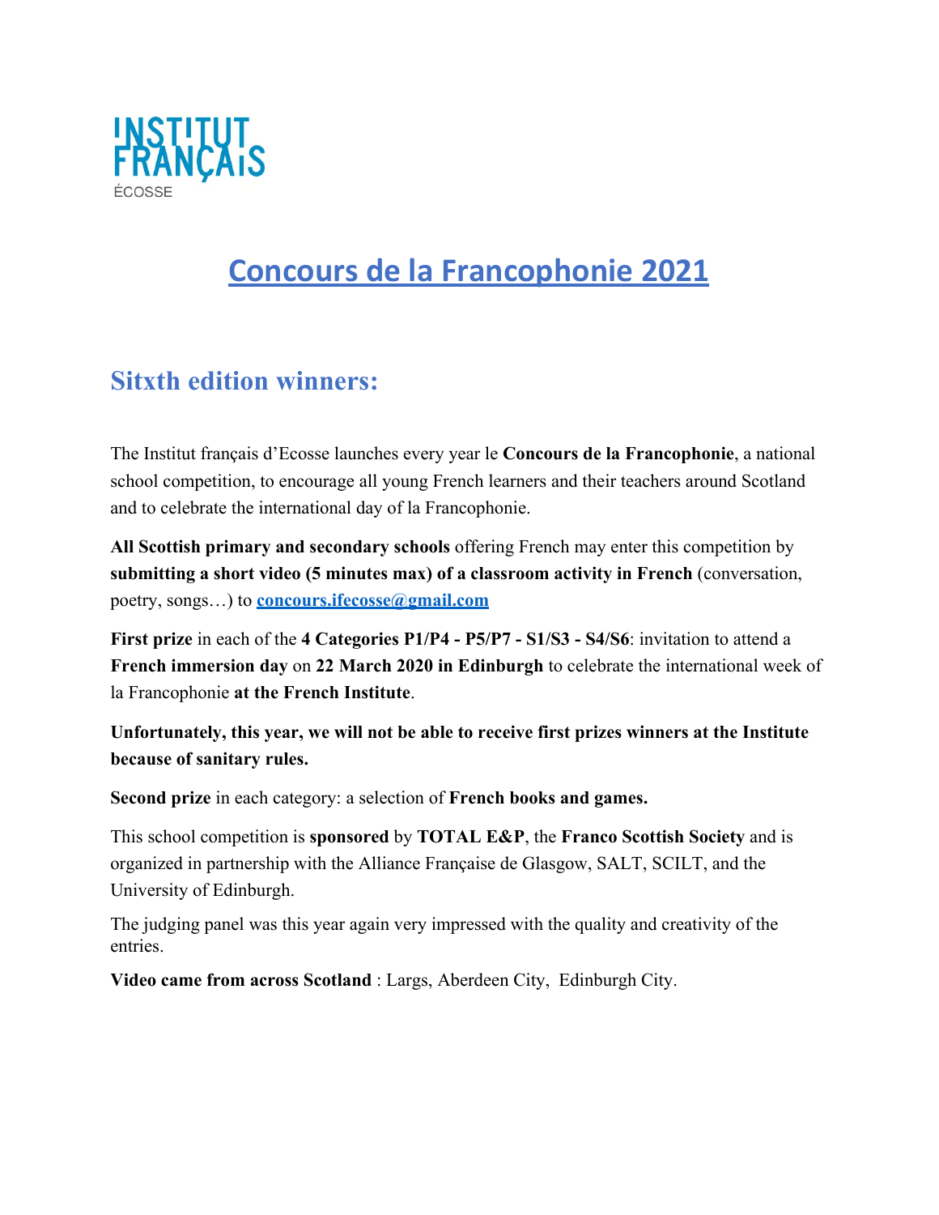INSTITUT FRANÇAIS
ÉCOSSE

# Concours de la Francophonie 2021

## Sitxth edition winners:

The Institut français d'Ecosse launches every year le **Concours de la Francophonie**, a national school competition, to encourage all young French learners and their teachers around Scotland and to celebrate the international day of la Francophonie.

**All Scottish primary and secondary schools** offering French may enter this competition by **submitting a short video (5 minutes max) of a classroom activity in French** (conversation, poetry, songs…) to **concours.ifecosse@gmail.com**

**First prize** in each of the **4 Categories P1/P4 - P5/P7 - S1/S3 - S4/S6**: invitation to attend a **French immersion day** on **22 March 2020 in Edinburgh** to celebrate the international week of la Francophonie **at the French Institute**.

**Unfortunately, this year, we will not be able to receive first prizes winners at the Institute because of sanitary rules.**

**Second prize** in each category: a selection of **French books and games.**

This school competition is **sponsored** by **TOTAL E&P**, the **Franco Scottish Society** and is organized in partnership with the Alliance Française de Glasgow, SALT, SCILT, and the University of Edinburgh.

The judging panel was this year again very impressed with the quality and creativity of the entries.

**Video came from across Scotland** : Largs, Aberdeen City,  Edinburgh City.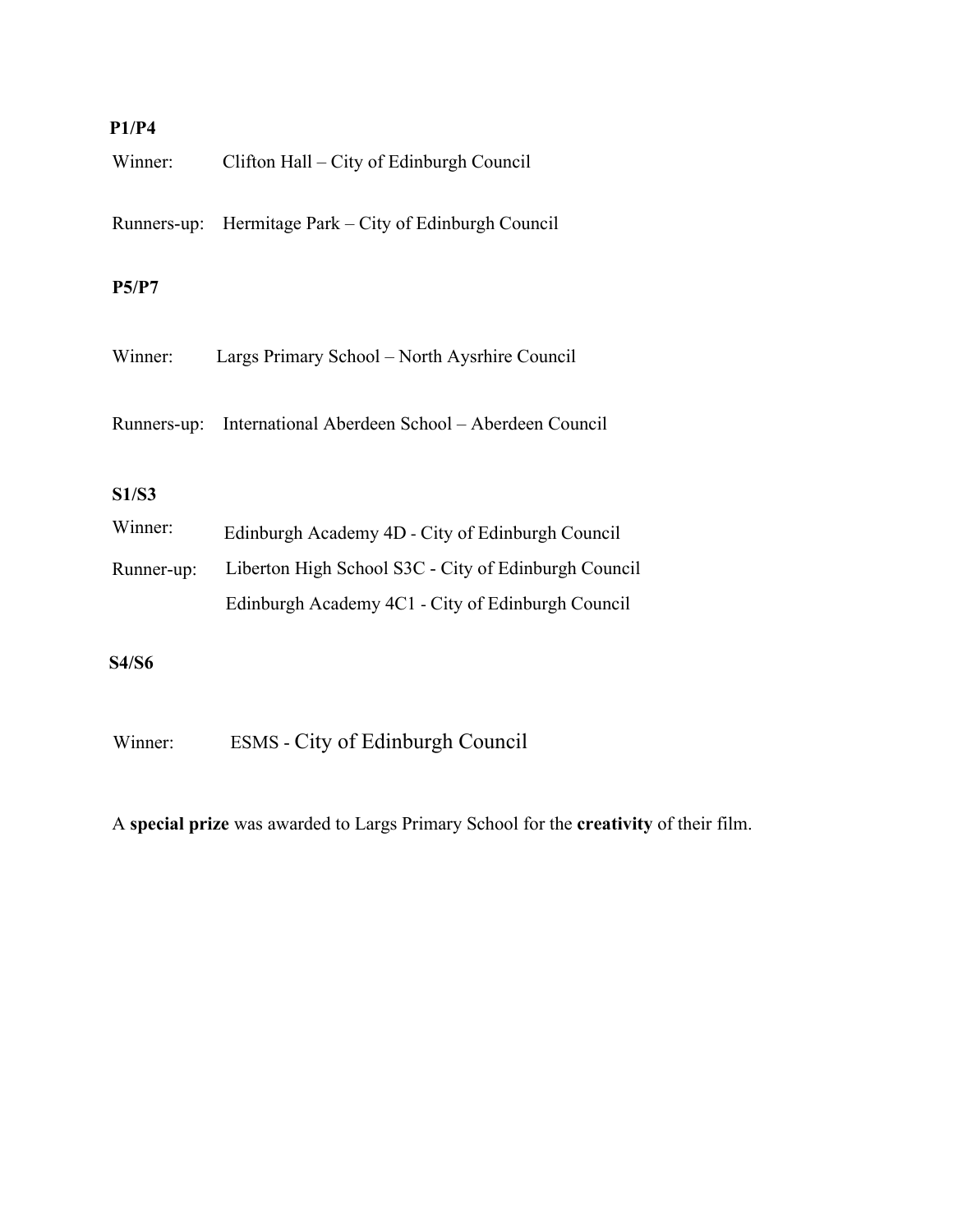**P1/P4**

Winner: Clifton Hall – City of Edinburgh Council

Runners-up: Hermitage Park – City of Edinburgh Council

**P5/P7**

Winner: Largs Primary School – North Aysrhire Council

Runners-up: International Aberdeen School – Aberdeen Council

**S1/S3**

Winner: Edinburgh Academy 4D - City of Edinburgh Council

Runner-up: Liberton High School S3C - City of Edinburgh Council

Edinburgh Academy 4C1 - City of Edinburgh Council

**S4/S6**

Winner: ESMS - City of Edinburgh Council

A **special prize** was awarded to Largs Primary School for the **creativity** of their film.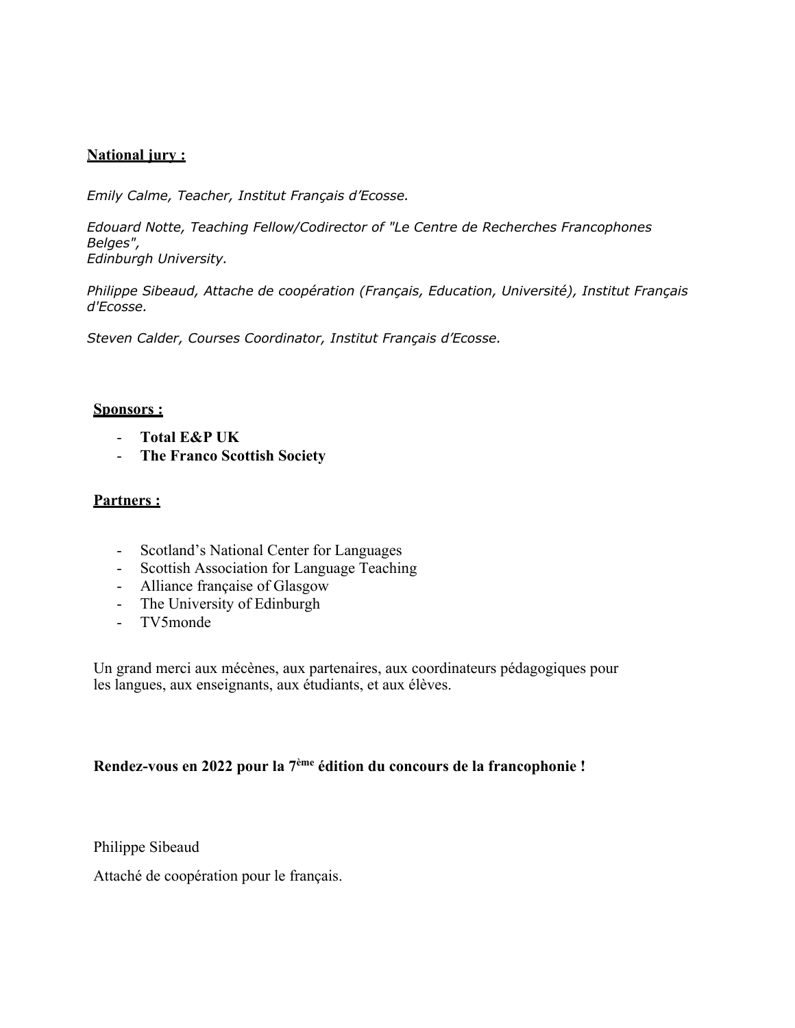**National jury :**

*Emily Calme, Teacher, Institut Français d'Ecosse.*

*Edouard Notte, Teaching Fellow/Codirector of "Le Centre de Recherches Francophones Belges",*
*Edinburgh University.*

*Philippe Sibeaud, Attache de coopération (Français, Education, Université), Institut Français d'Ecosse.*

*Steven Calder, Courses Coordinator, Institut Français d'Ecosse.*

**Sponsors :**

- **Total E&P UK**
- **The Franco Scottish Society**

**Partners :**

- Scotland's National Center for Languages
- Scottish Association for Language Teaching
- Alliance française of Glasgow
- The University of Edinburgh
- TV5monde

Un grand merci aux mécènes, aux partenaires, aux coordinateurs pédagogiques pour les langues, aux enseignants, aux étudiants, et aux élèves.

**Rendez-vous en 2022 pour la 7ème édition du concours de la francophonie !**

Philippe Sibeaud

Attaché de coopération pour le français.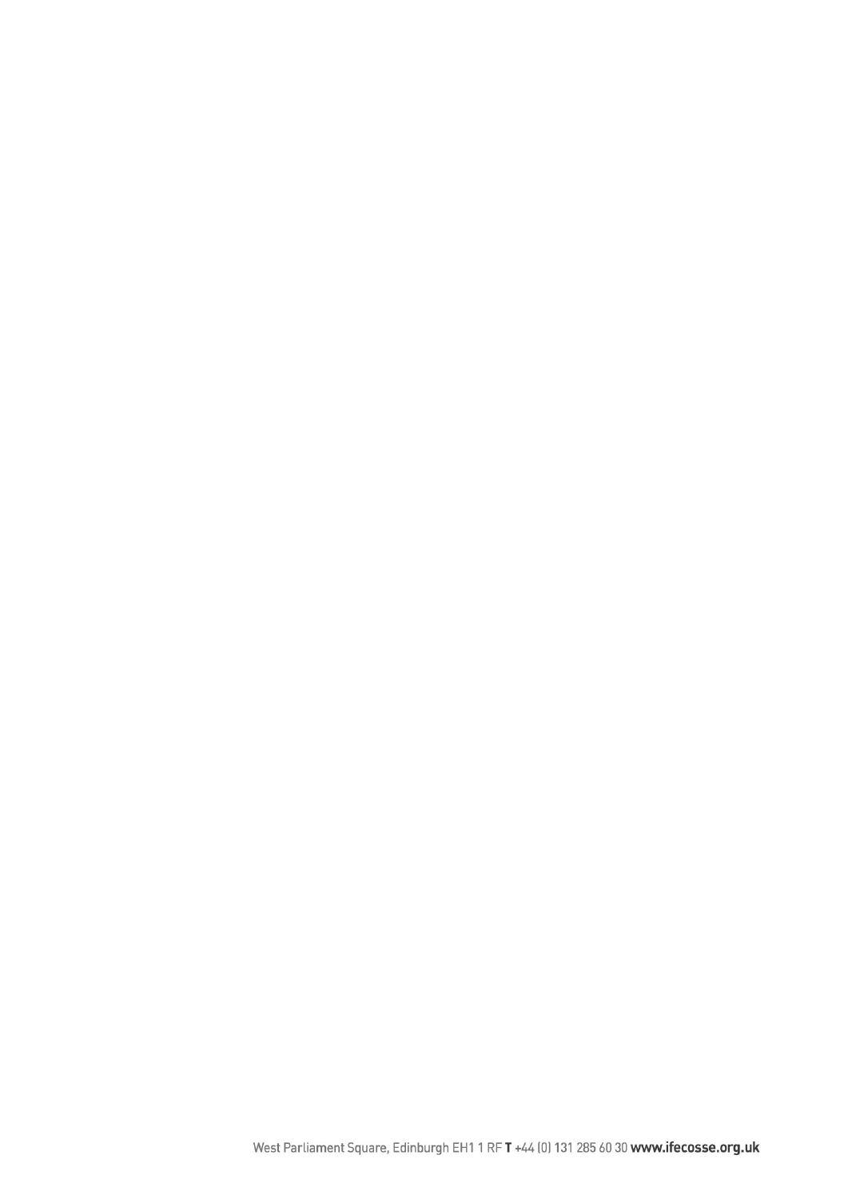West Parliament Square, Edinburgh EH1 1 RF **T** +44 (0) 131 285 60 30 **www.ifecosse.org.uk**